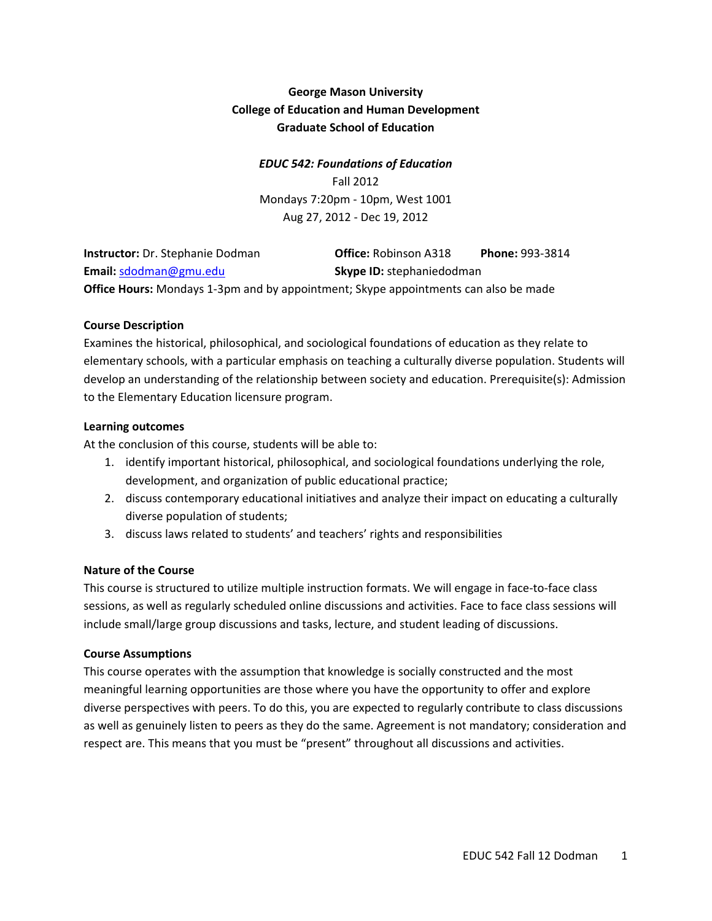**George Mason University**
**College of Education and Human Development**
**Graduate School of Education**

***EDUC 542: Foundations of Education***

Fall 2012
Mondays 7:20pm - 10pm, West 1001
Aug 27, 2012 - Dec 19, 2012

**Instructor:** Dr. Stephanie Dodman **Office:** Robinson A318 **Phone:** 993-3814
**Email:** sdodman@gmu.edu **Skype ID:** stephaniedodman
**Office Hours:** Mondays 1-3pm and by appointment; Skype appointments can also be made

**Course Description**

Examines the historical, philosophical, and sociological foundations of education as they relate to elementary schools, with a particular emphasis on teaching a culturally diverse population. Students will develop an understanding of the relationship between society and education. Prerequisite(s): Admission to the Elementary Education licensure program.

**Learning outcomes**

At the conclusion of this course, students will be able to:

1. identify important historical, philosophical, and sociological foundations underlying the role, development, and organization of public educational practice;
2. discuss contemporary educational initiatives and analyze their impact on educating a culturally diverse population of students;
3. discuss laws related to students' and teachers' rights and responsibilities

**Nature of the Course**

This course is structured to utilize multiple instruction formats. We will engage in face-to-face class sessions, as well as regularly scheduled online discussions and activities. Face to face class sessions will include small/large group discussions and tasks, lecture, and student leading of discussions.

**Course Assumptions**

This course operates with the assumption that knowledge is socially constructed and the most meaningful learning opportunities are those where you have the opportunity to offer and explore diverse perspectives with peers. To do this, you are expected to regularly contribute to class discussions as well as genuinely listen to peers as they do the same. Agreement is not mandatory; consideration and respect are. This means that you must be "present" throughout all discussions and activities.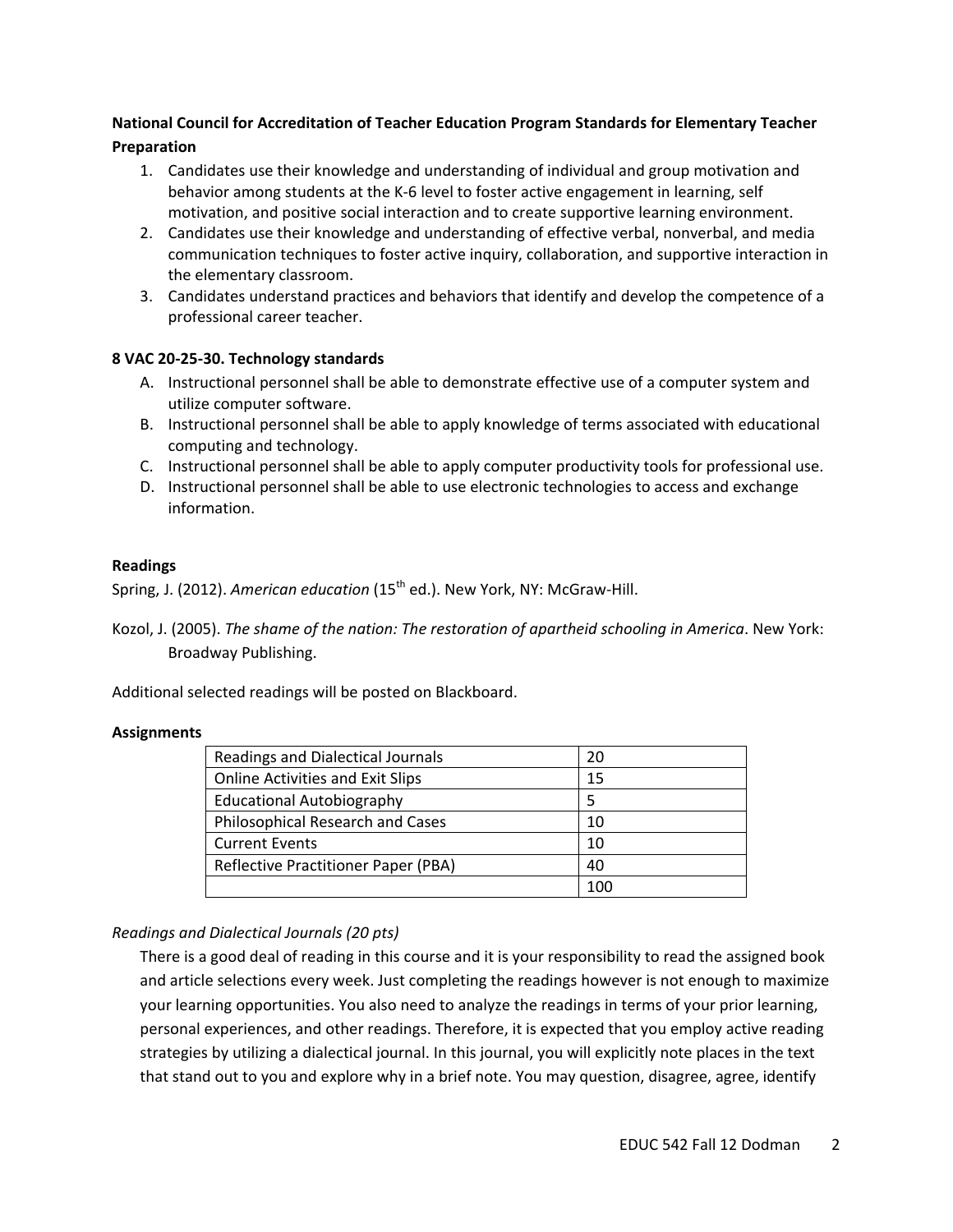**National Council for Accreditation of Teacher Education Program Standards for Elementary Teacher Preparation**

1. Candidates use their knowledge and understanding of individual and group motivation and behavior among students at the K-6 level to foster active engagement in learning, self motivation, and positive social interaction and to create supportive learning environment.
2. Candidates use their knowledge and understanding of effective verbal, nonverbal, and media communication techniques to foster active inquiry, collaboration, and supportive interaction in the elementary classroom.
3. Candidates understand practices and behaviors that identify and develop the competence of a professional career teacher.

**8 VAC 20-25-30. Technology standards**

A. Instructional personnel shall be able to demonstrate effective use of a computer system and utilize computer software.
B. Instructional personnel shall be able to apply knowledge of terms associated with educational computing and technology.
C. Instructional personnel shall be able to apply computer productivity tools for professional use.
D. Instructional personnel shall be able to use electronic technologies to access and exchange information.

**Readings**

Spring, J. (2012). *American education* (15th ed.). New York, NY: McGraw-Hill.

Kozol, J. (2005). *The shame of the nation: The restoration of apartheid schooling in America*. New York: Broadway Publishing.

Additional selected readings will be posted on Blackboard.

**Assignments**

| | |
|---|---|
| Readings and Dialectical Journals | 20 |
| Online Activities and Exit Slips | 15 |
| Educational Autobiography | 5 |
| Philosophical Research and Cases | 10 |
| Current Events | 10 |
| Reflective Practitioner Paper (PBA) | 40 |
| | 100 |

*Readings and Dialectical Journals (20 pts)*

There is a good deal of reading in this course and it is your responsibility to read the assigned book and article selections every week. Just completing the readings however is not enough to maximize your learning opportunities. You also need to analyze the readings in terms of your prior learning, personal experiences, and other readings. Therefore, it is expected that you employ active reading strategies by utilizing a dialectical journal. In this journal, you will explicitly note places in the text that stand out to you and explore why in a brief note. You may question, disagree, agree, identify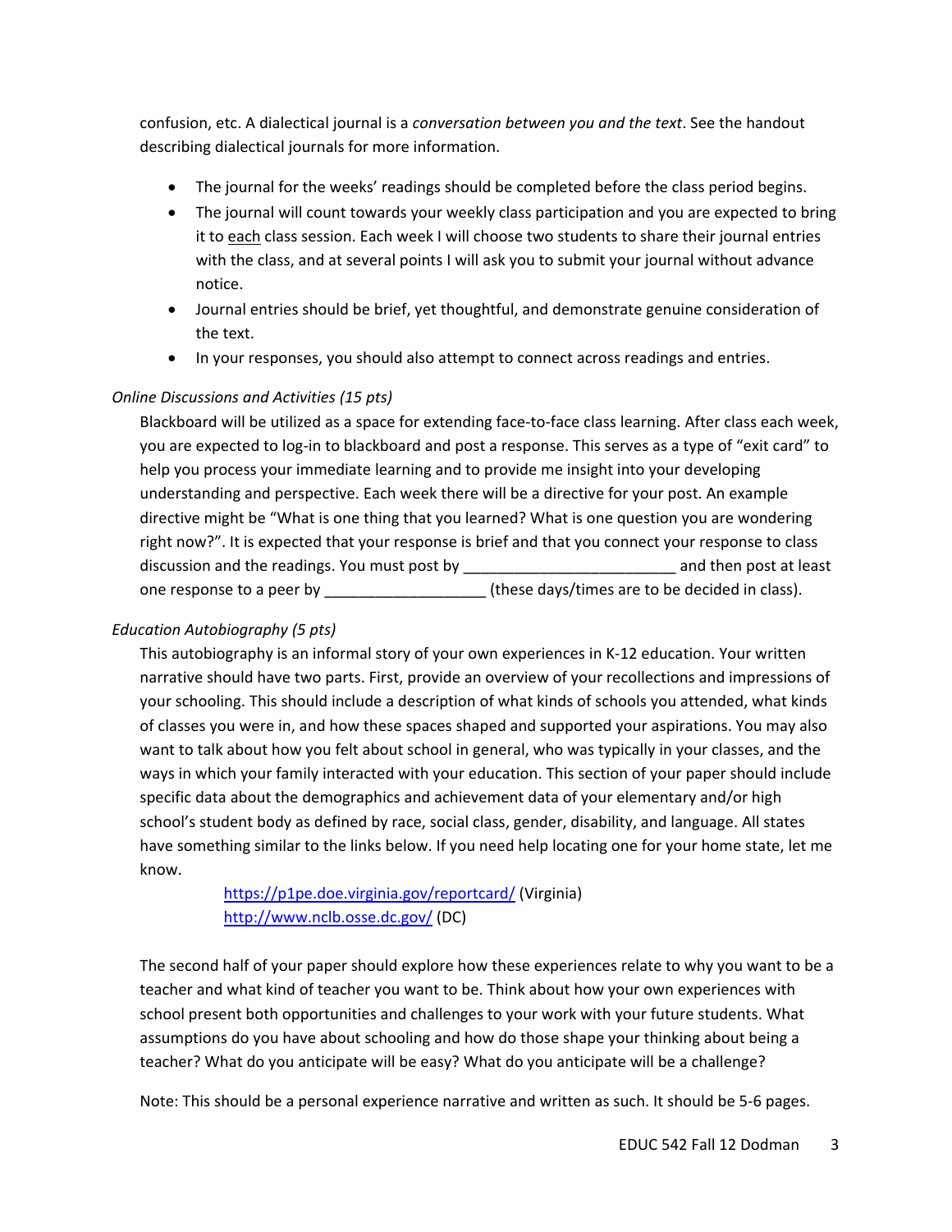confusion, etc. A dialectical journal is a *conversation between you and the text*. See the handout describing dialectical journals for more information.

- The journal for the weeks' readings should be completed before the class period begins.
- The journal will count towards your weekly class participation and you are expected to bring it to <u>each</u> class session. Each week I will choose two students to share their journal entries with the class, and at several points I will ask you to submit your journal without advance notice.
- Journal entries should be brief, yet thoughtful, and demonstrate genuine consideration of the text.
- In your responses, you should also attempt to connect across readings and entries.

*Online Discussions and Activities (15 pts)*

Blackboard will be utilized as a space for extending face-to-face class learning. After class each week, you are expected to log-in to blackboard and post a response. This serves as a type of "exit card" to help you process your immediate learning and to provide me insight into your developing understanding and perspective. Each week there will be a directive for your post. An example directive might be "What is one thing that you learned? What is one question you are wondering right now?". It is expected that your response is brief and that you connect your response to class discussion and the readings. You must post by ________________________ and then post at least one response to a peer by __________________ (these days/times are to be decided in class).

*Education Autobiography (5 pts)*

This autobiography is an informal story of your own experiences in K-12 education. Your written narrative should have two parts. First, provide an overview of your recollections and impressions of your schooling. This should include a description of what kinds of schools you attended, what kinds of classes you were in, and how these spaces shaped and supported your aspirations. You may also want to talk about how you felt about school in general, who was typically in your classes, and the ways in which your family interacted with your education. This section of your paper should include specific data about the demographics and achievement data of your elementary and/or high school's student body as defined by race, social class, gender, disability, and language. All states have something similar to the links below. If you need help locating one for your home state, let me know.

https://p1pe.doe.virginia.gov/reportcard/ (Virginia)
http://www.nclb.osse.dc.gov/ (DC)

The second half of your paper should explore how these experiences relate to why you want to be a teacher and what kind of teacher you want to be. Think about how your own experiences with school present both opportunities and challenges to your work with your future students. What assumptions do you have about schooling and how do those shape your thinking about being a teacher? What do you anticipate will be easy? What do you anticipate will be a challenge?

Note: This should be a personal experience narrative and written as such. It should be 5-6 pages.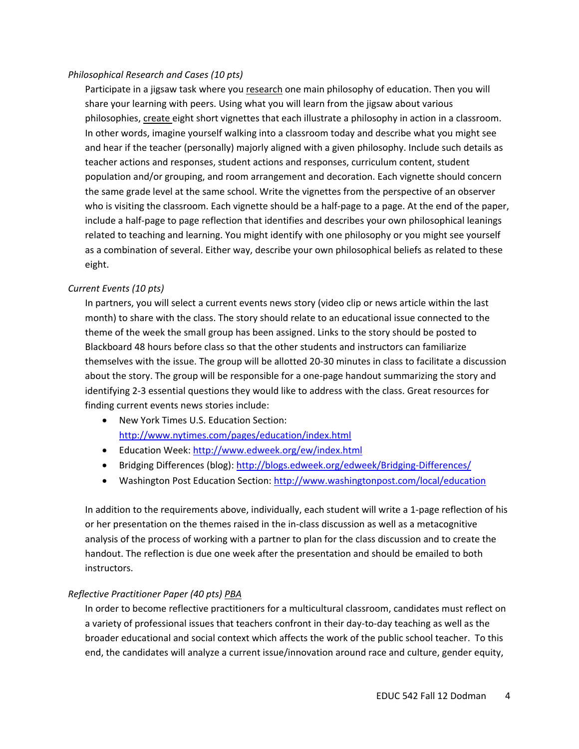*Philosophical Research and Cases (10 pts)*

Participate in a jigsaw task where you research one main philosophy of education. Then you will share your learning with peers. Using what you will learn from the jigsaw about various philosophies, create eight short vignettes that each illustrate a philosophy in action in a classroom. In other words, imagine yourself walking into a classroom today and describe what you might see and hear if the teacher (personally) majorly aligned with a given philosophy. Include such details as teacher actions and responses, student actions and responses, curriculum content, student population and/or grouping, and room arrangement and decoration. Each vignette should concern the same grade level at the same school. Write the vignettes from the perspective of an observer who is visiting the classroom. Each vignette should be a half-page to a page. At the end of the paper, include a half-page to page reflection that identifies and describes your own philosophical leanings related to teaching and learning. You might identify with one philosophy or you might see yourself as a combination of several. Either way, describe your own philosophical beliefs as related to these eight.

*Current Events (10 pts)*

In partners, you will select a current events news story (video clip or news article within the last month) to share with the class. The story should relate to an educational issue connected to the theme of the week the small group has been assigned. Links to the story should be posted to Blackboard 48 hours before class so that the other students and instructors can familiarize themselves with the issue. The group will be allotted 20-30 minutes in class to facilitate a discussion about the story. The group will be responsible for a one-page handout summarizing the story and identifying 2-3 essential questions they would like to address with the class. Great resources for finding current events news stories include:

- New York Times U.S. Education Section: http://www.nytimes.com/pages/education/index.html
- Education Week: http://www.edweek.org/ew/index.html
- Bridging Differences (blog): http://blogs.edweek.org/edweek/Bridging-Differences/
- Washington Post Education Section: http://www.washingtonpost.com/local/education

In addition to the requirements above, individually, each student will write a 1-page reflection of his or her presentation on the themes raised in the in-class discussion as well as a metacognitive analysis of the process of working with a partner to plan for the class discussion and to create the handout. The reflection is due one week after the presentation and should be emailed to both instructors.

*Reflective Practitioner Paper (40 pts) PBA*

In order to become reflective practitioners for a multicultural classroom, candidates must reflect on a variety of professional issues that teachers confront in their day-to-day teaching as well as the broader educational and social context which affects the work of the public school teacher. To this end, the candidates will analyze a current issue/innovation around race and culture, gender equity,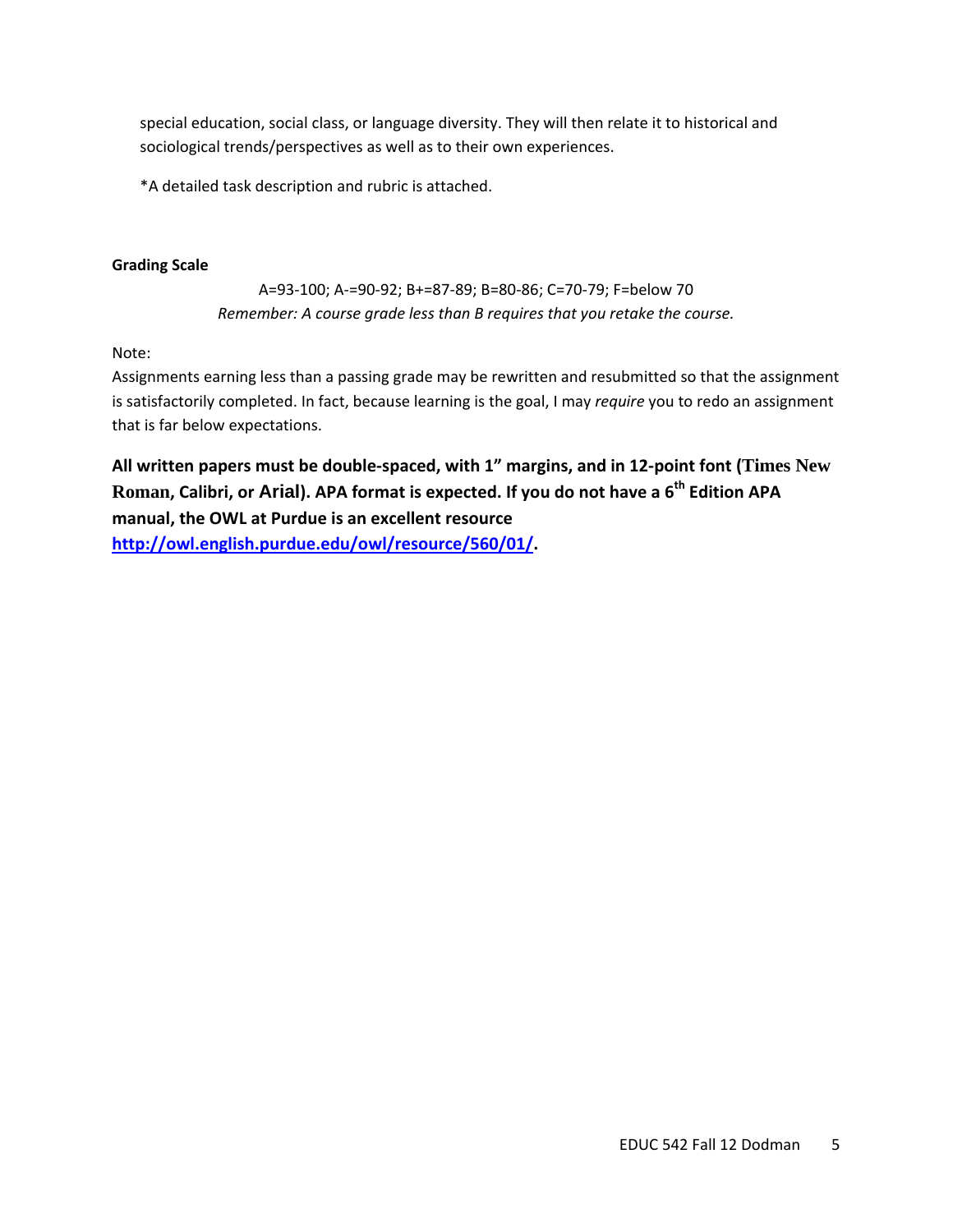special education, social class, or language diversity. They will then relate it to historical and sociological trends/perspectives as well as to their own experiences.

*A detailed task description and rubric is attached.

**Grading Scale**

A=93-100; A-=90-92; B+=87-89; B=80-86; C=70-79; F=below 70

*Remember: A course grade less than B requires that you retake the course.*

Note:

Assignments earning less than a passing grade may be rewritten and resubmitted so that the assignment is satisfactorily completed. In fact, because learning is the goal, I may *require* you to redo an assignment that is far below expectations.

**All written papers must be double-spaced, with 1" margins, and in 12-point font (Times New Roman, Calibri, or Arial). APA format is expected. If you do not have a 6th Edition APA manual, the OWL at Purdue is an excellent resource [http://owl.english.purdue.edu/owl/resource/560/01/](http://owl.english.purdue.edu/owl/resource/560/01/).**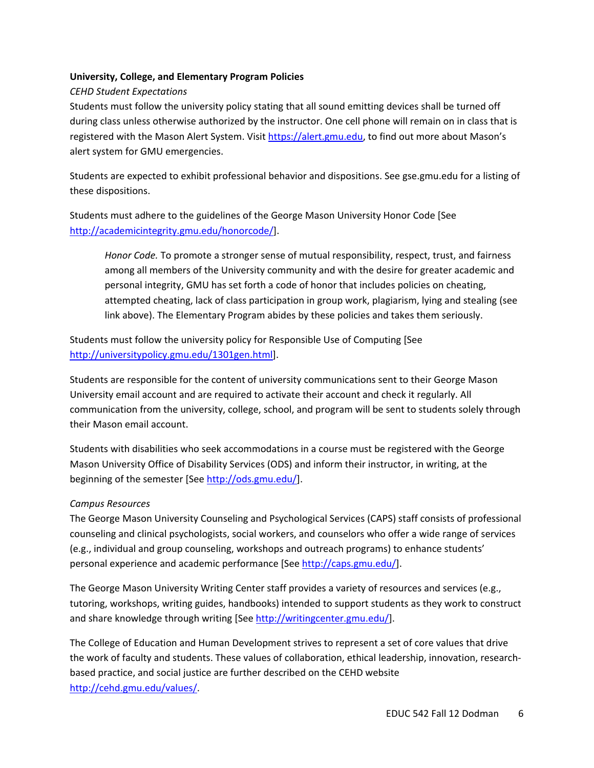**University, College, and Elementary Program Policies**

*CEHD Student Expectations*

Students must follow the university policy stating that all sound emitting devices shall be turned off during class unless otherwise authorized by the instructor. One cell phone will remain on in class that is registered with the Mason Alert System. Visit https://alert.gmu.edu, to find out more about Mason's alert system for GMU emergencies.

Students are expected to exhibit professional behavior and dispositions. See gse.gmu.edu for a listing of these dispositions.

Students must adhere to the guidelines of the George Mason University Honor Code [See http://academicintegrity.gmu.edu/honorcode/].

> *Honor Code.* To promote a stronger sense of mutual responsibility, respect, trust, and fairness among all members of the University community and with the desire for greater academic and personal integrity, GMU has set forth a code of honor that includes policies on cheating, attempted cheating, lack of class participation in group work, plagiarism, lying and stealing (see link above). The Elementary Program abides by these policies and takes them seriously.

Students must follow the university policy for Responsible Use of Computing [See http://universitypolicy.gmu.edu/1301gen.html].

Students are responsible for the content of university communications sent to their George Mason University email account and are required to activate their account and check it regularly. All communication from the university, college, school, and program will be sent to students solely through their Mason email account.

Students with disabilities who seek accommodations in a course must be registered with the George Mason University Office of Disability Services (ODS) and inform their instructor, in writing, at the beginning of the semester [See http://ods.gmu.edu/].

*Campus Resources*

The George Mason University Counseling and Psychological Services (CAPS) staff consists of professional counseling and clinical psychologists, social workers, and counselors who offer a wide range of services (e.g., individual and group counseling, workshops and outreach programs) to enhance students' personal experience and academic performance [See http://caps.gmu.edu/].

The George Mason University Writing Center staff provides a variety of resources and services (e.g., tutoring, workshops, writing guides, handbooks) intended to support students as they work to construct and share knowledge through writing [See http://writingcenter.gmu.edu/].

The College of Education and Human Development strives to represent a set of core values that drive the work of faculty and students. These values of collaboration, ethical leadership, innovation, research-based practice, and social justice are further described on the CEHD website http://cehd.gmu.edu/values/.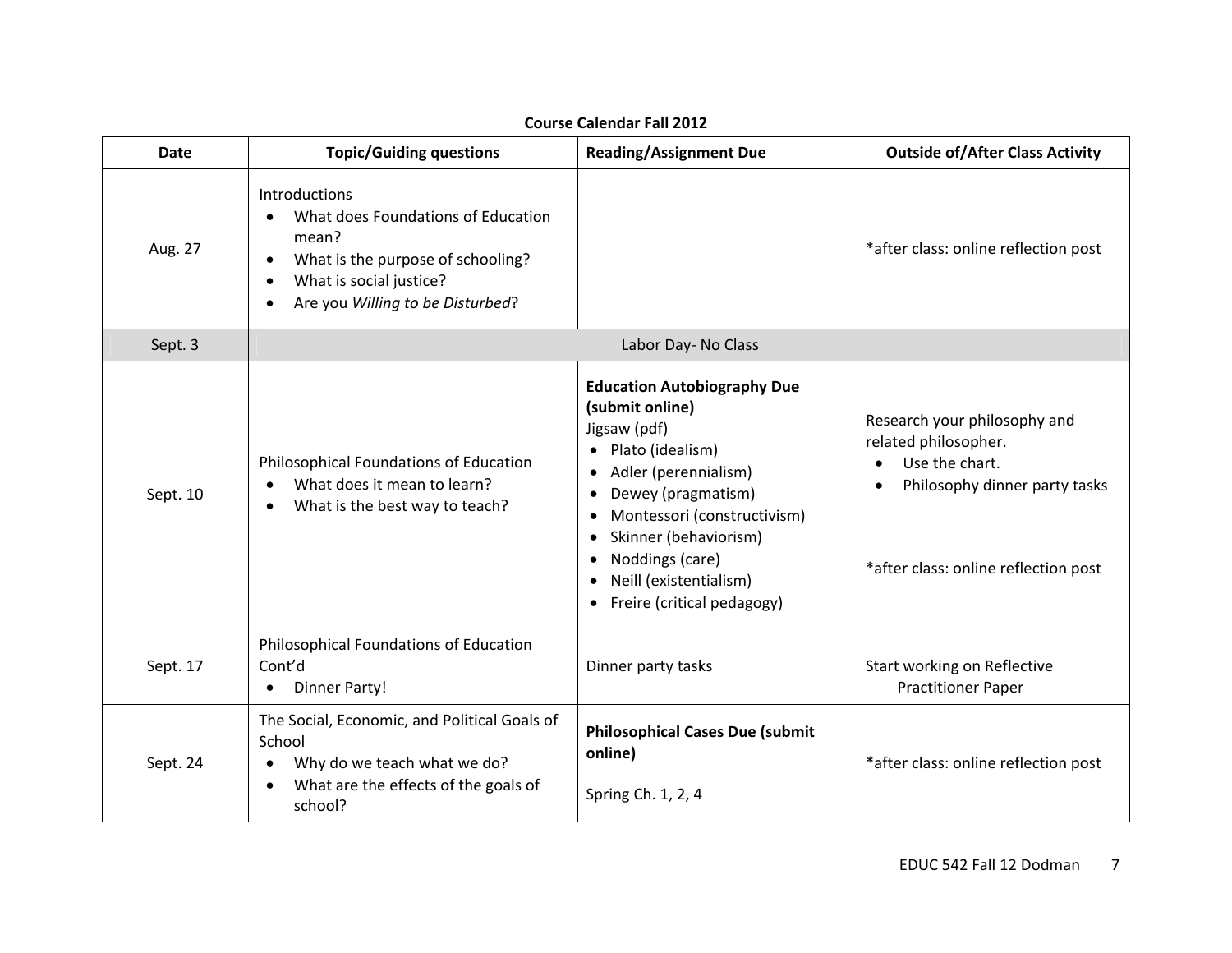**Course Calendar Fall 2012**

| Date | Topic/Guiding questions | Reading/Assignment Due | Outside of/After Class Activity |
|---|---|---|---|
| Aug. 27 | Introductions<br>• What does Foundations of Education mean?<br>• What is the purpose of schooling?<br>• What is social justice?<br>• Are you *Willing to be Disturbed*? | | *after class: online reflection post |
| Sept. 3 | Labor Day- No Class | | |
| Sept. 10 | Philosophical Foundations of Education<br>• What does it mean to learn?<br>• What is the best way to teach? | **Education Autobiography Due (submit online)**<br>Jigsaw (pdf)<br>• Plato (idealism)<br>• Adler (perennialism)<br>• Dewey (pragmatism)<br>• Montessori (constructivism)<br>• Skinner (behaviorism)<br>• Noddings (care)<br>• Neill (existentialism)<br>• Freire (critical pedagogy) | Research your philosophy and related philosopher.<br>• Use the chart.<br>• Philosophy dinner party tasks<br><br>*after class: online reflection post |
| Sept. 17 | Philosophical Foundations of Education Cont'd<br>• Dinner Party! | Dinner party tasks | Start working on Reflective Practitioner Paper |
| Sept. 24 | The Social, Economic, and Political Goals of School<br>• Why do we teach what we do?<br>• What are the effects of the goals of school? | **Philosophical Cases Due (submit online)**<br><br>Spring Ch. 1, 2, 4 | *after class: online reflection post |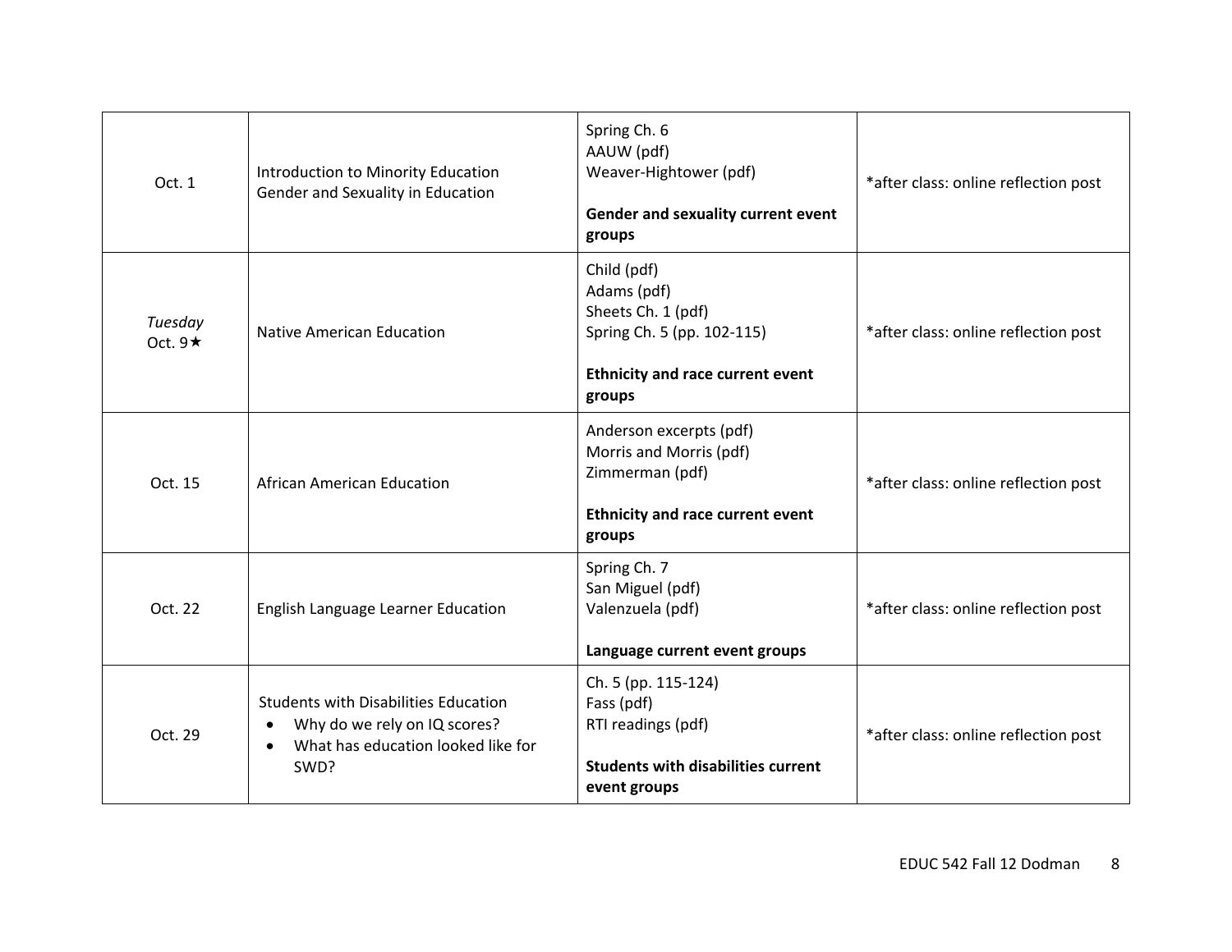| | | | |
|---|---|---|---|
| Oct. 1 | Introduction to Minority Education<br>Gender and Sexuality in Education | Spring Ch. 6<br>AAUW (pdf)<br>Weaver-Hightower (pdf)<br><br>**Gender and sexuality current event groups** | *after class: online reflection post |
| *Tuesday*<br>Oct. 9★ | Native American Education | Child (pdf)<br>Adams (pdf)<br>Sheets Ch. 1 (pdf)<br>Spring Ch. 5 (pp. 102-115)<br><br>**Ethnicity and race current event groups** | *after class: online reflection post |
| Oct. 15 | African American Education | Anderson excerpts (pdf)<br>Morris and Morris (pdf)<br>Zimmerman (pdf)<br><br>**Ethnicity and race current event groups** | *after class: online reflection post |
| Oct. 22 | English Language Learner Education | Spring Ch. 7<br>San Miguel (pdf)<br>Valenzuela (pdf)<br><br>**Language current event groups** | *after class: online reflection post |
| Oct. 29 | Students with Disabilities Education<br>• Why do we rely on IQ scores?<br>• What has education looked like for SWD? | Ch. 5 (pp. 115-124)<br>Fass (pdf)<br>RTI readings (pdf)<br><br>**Students with disabilities current event groups** | *after class: online reflection post |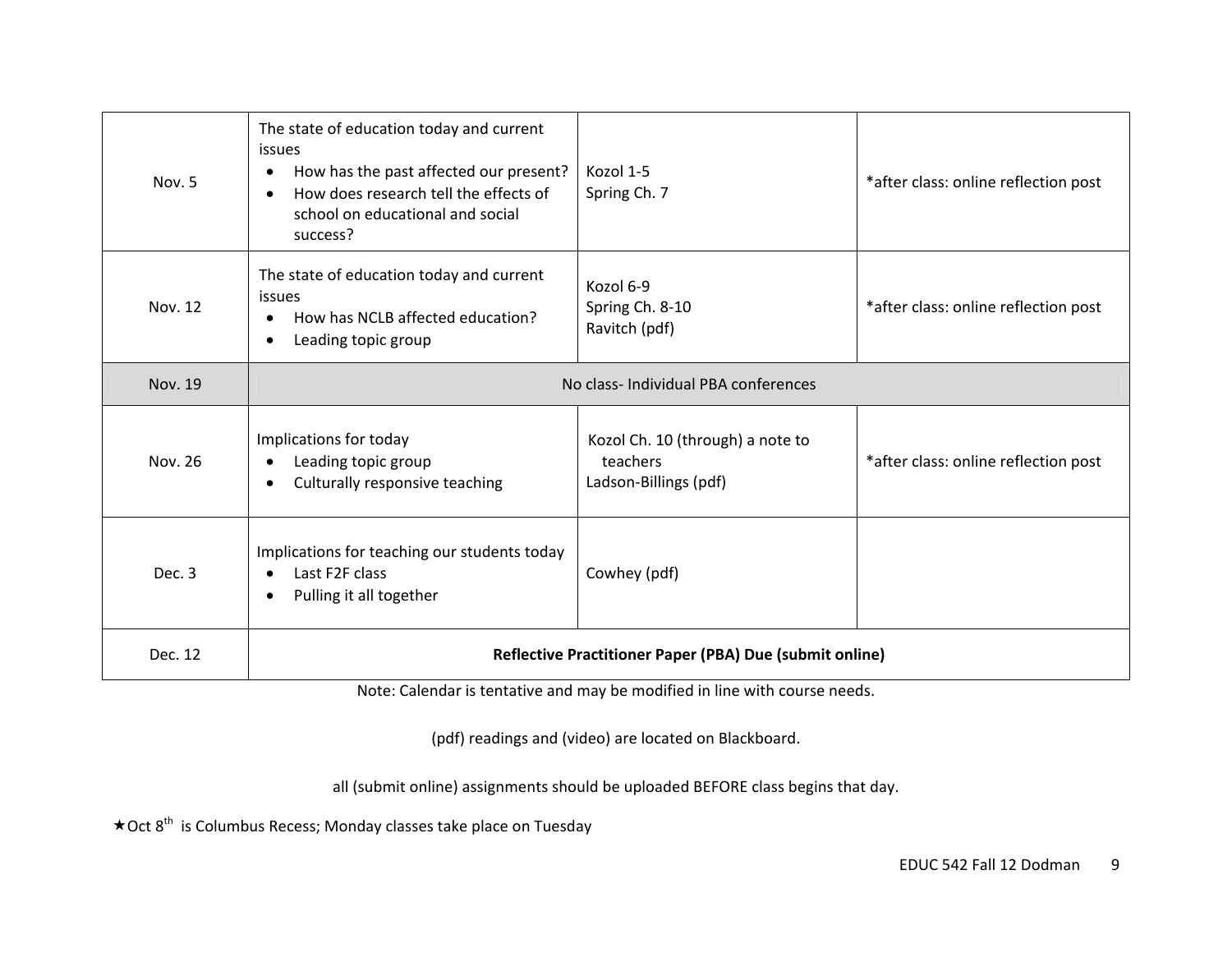| | | | |
|---|---|---|---|
| Nov. 5 | The state of education today and current issues<br>• How has the past affected our present?<br>• How does research tell the effects of school on educational and social success? | Kozol 1-5<br>Spring Ch. 7 | *after class: online reflection post |
| Nov. 12 | The state of education today and current issues<br>• How has NCLB affected education?<br>• Leading topic group | Kozol 6-9<br>Spring Ch. 8-10<br>Ravitch (pdf) | *after class: online reflection post |
| Nov. 19 | No class- Individual PBA conferences | | |
| Nov. 26 | Implications for today<br>• Leading topic group<br>• Culturally responsive teaching | Kozol Ch. 10 (through) a note to teachers<br>Ladson-Billings (pdf) | *after class: online reflection post |
| Dec. 3 | Implications for teaching our students today<br>• Last F2F class<br>• Pulling it all together | Cowhey (pdf) | |
| Dec. 12 | **Reflective Practitioner Paper (PBA) Due (submit online)** | | |

Note: Calendar is tentative and may be modified in line with course needs.

(pdf) readings and (video) are located on Blackboard.

all (submit online) assignments should be uploaded BEFORE class begins that day.

★Oct 8th is Columbus Recess; Monday classes take place on Tuesday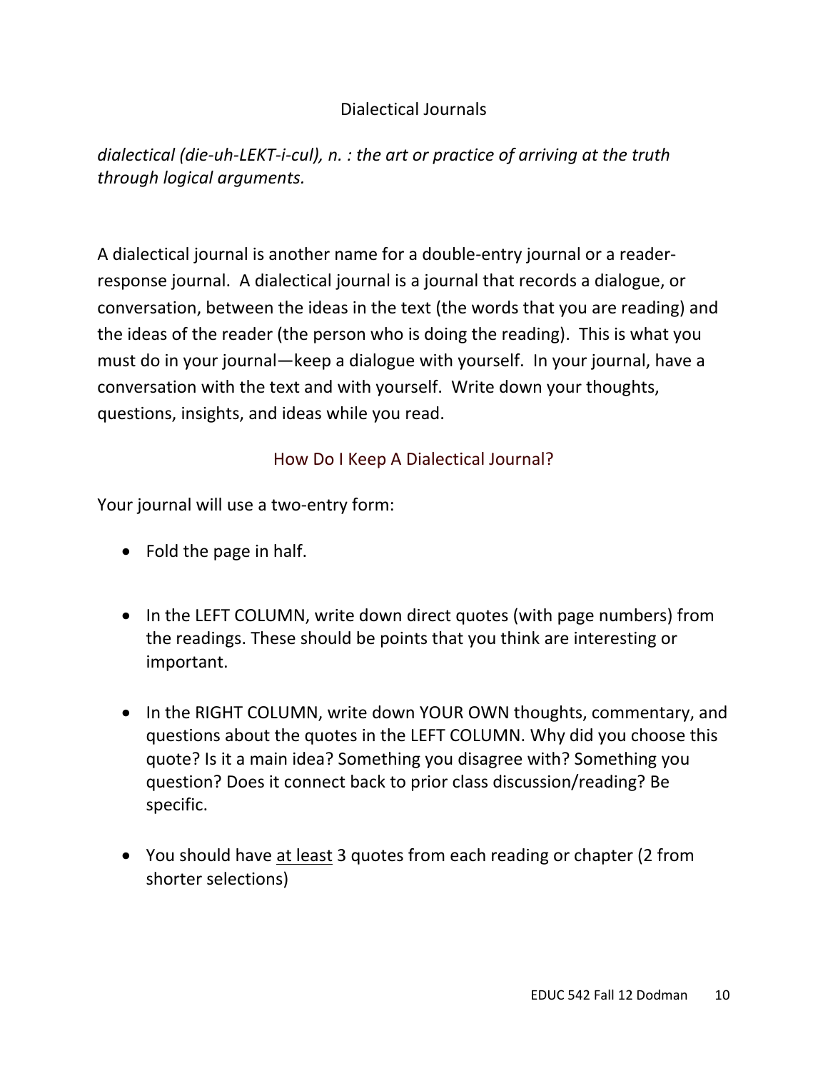## Dialectical Journals

*dialectical (die-uh-LEKT-i-cul), n. : the art or practice of arriving at the truth through logical arguments.*

A dialectical journal is another name for a double-entry journal or a reader-response journal. A dialectical journal is a journal that records a dialogue, or conversation, between the ideas in the text (the words that you are reading) and the ideas of the reader (the person who is doing the reading). This is what you must do in your journal—keep a dialogue with yourself. In your journal, have a conversation with the text and with yourself. Write down your thoughts, questions, insights, and ideas while you read.

### How Do I Keep A Dialectical Journal?

Your journal will use a two-entry form:

- Fold the page in half.
- In the LEFT COLUMN, write down direct quotes (with page numbers) from the readings. These should be points that you think are interesting or important.
- In the RIGHT COLUMN, write down YOUR OWN thoughts, commentary, and questions about the quotes in the LEFT COLUMN. Why did you choose this quote? Is it a main idea? Something you disagree with? Something you question? Does it connect back to prior class discussion/reading? Be specific.
- You should have <u>at least</u> 3 quotes from each reading or chapter (2 from shorter selections)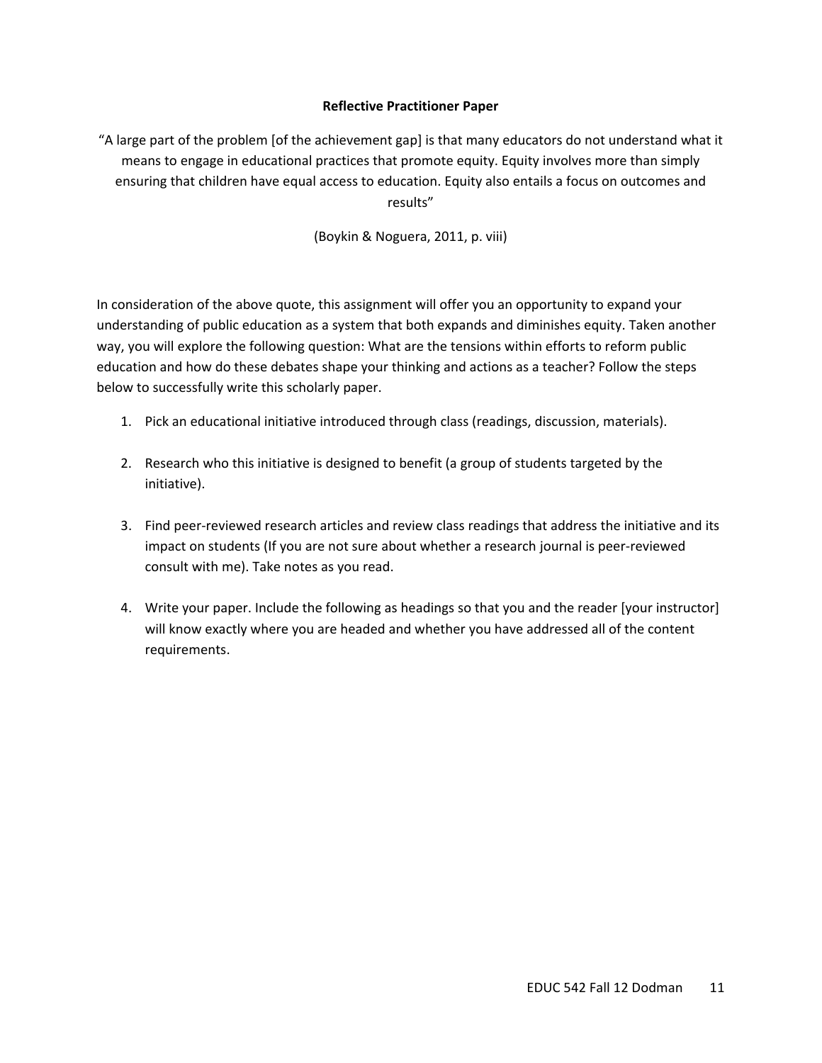**Reflective Practitioner Paper**

"A large part of the problem [of the achievement gap] is that many educators do not understand what it means to engage in educational practices that promote equity. Equity involves more than simply ensuring that children have equal access to education. Equity also entails a focus on outcomes and results"

(Boykin & Noguera, 2011, p. viii)

In consideration of the above quote, this assignment will offer you an opportunity to expand your understanding of public education as a system that both expands and diminishes equity. Taken another way, you will explore the following question: What are the tensions within efforts to reform public education and how do these debates shape your thinking and actions as a teacher? Follow the steps below to successfully write this scholarly paper.

1. Pick an educational initiative introduced through class (readings, discussion, materials).

2. Research who this initiative is designed to benefit (a group of students targeted by the initiative).

3. Find peer-reviewed research articles and review class readings that address the initiative and its impact on students (If you are not sure about whether a research journal is peer-reviewed consult with me). Take notes as you read.

4. Write your paper. Include the following as headings so that you and the reader [your instructor] will know exactly where you are headed and whether you have addressed all of the content requirements.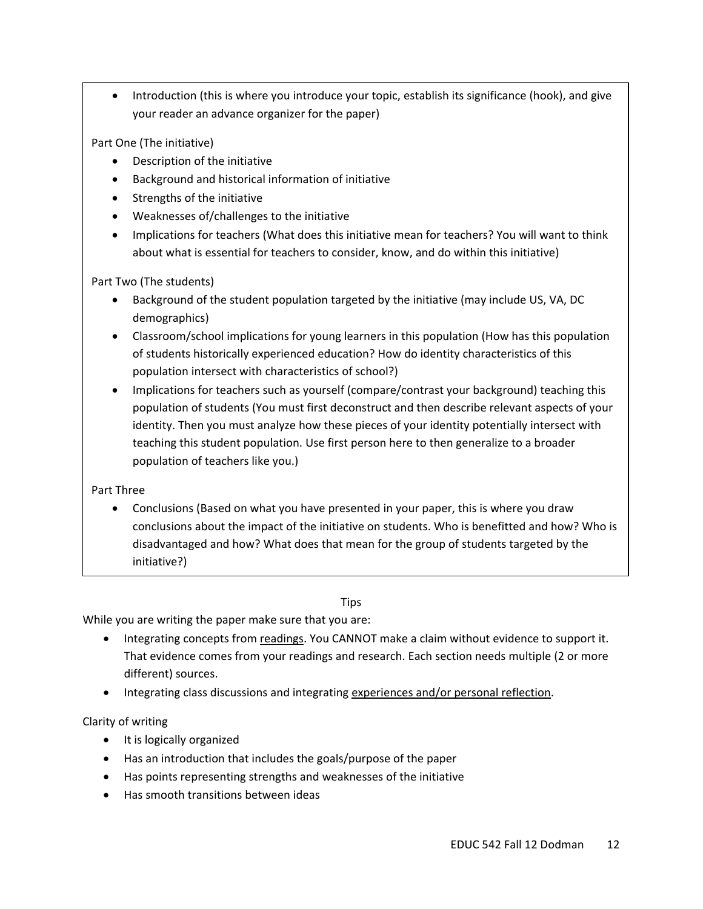- Introduction (this is where you introduce your topic, establish its significance (hook), and give your reader an advance organizer for the paper)

Part One (The initiative)

- Description of the initiative
- Background and historical information of initiative
- Strengths of the initiative
- Weaknesses of/challenges to the initiative
- Implications for teachers (What does this initiative mean for teachers? You will want to think about what is essential for teachers to consider, know, and do within this initiative)

Part Two (The students)

- Background of the student population targeted by the initiative (may include US, VA, DC demographics)
- Classroom/school implications for young learners in this population (How has this population of students historically experienced education? How do identity characteristics of this population intersect with characteristics of school?)
- Implications for teachers such as yourself (compare/contrast your background) teaching this population of students (You must first deconstruct and then describe relevant aspects of your identity. Then you must analyze how these pieces of your identity potentially intersect with teaching this student population. Use first person here to then generalize to a broader population of teachers like you.)

Part Three

- Conclusions (Based on what you have presented in your paper, this is where you draw conclusions about the impact of the initiative on students. Who is benefitted and how? Who is disadvantaged and how? What does that mean for the group of students targeted by the initiative?)

Tips

While you are writing the paper make sure that you are:

- Integrating concepts from readings. You CANNOT make a claim without evidence to support it. That evidence comes from your readings and research. Each section needs multiple (2 or more different) sources.
- Integrating class discussions and integrating experiences and/or personal reflection.

Clarity of writing

- It is logically organized
- Has an introduction that includes the goals/purpose of the paper
- Has points representing strengths and weaknesses of the initiative
- Has smooth transitions between ideas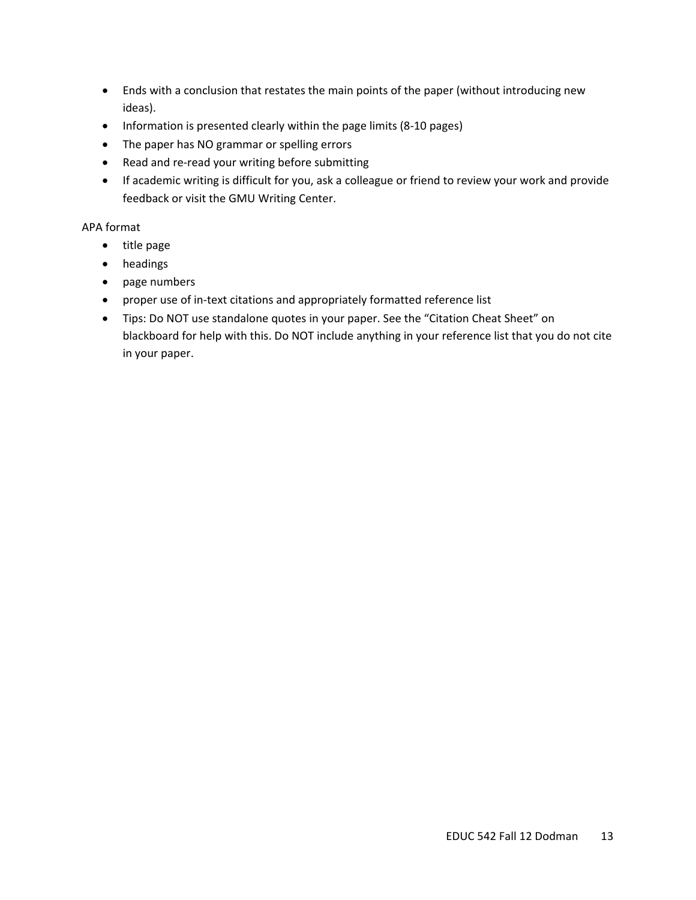- Ends with a conclusion that restates the main points of the paper (without introducing new ideas).
- Information is presented clearly within the page limits (8-10 pages)
- The paper has NO grammar or spelling errors
- Read and re-read your writing before submitting
- If academic writing is difficult for you, ask a colleague or friend to review your work and provide feedback or visit the GMU Writing Center.

APA format

- title page
- headings
- page numbers
- proper use of in-text citations and appropriately formatted reference list
- Tips: Do NOT use standalone quotes in your paper. See the "Citation Cheat Sheet" on blackboard for help with this. Do NOT include anything in your reference list that you do not cite in your paper.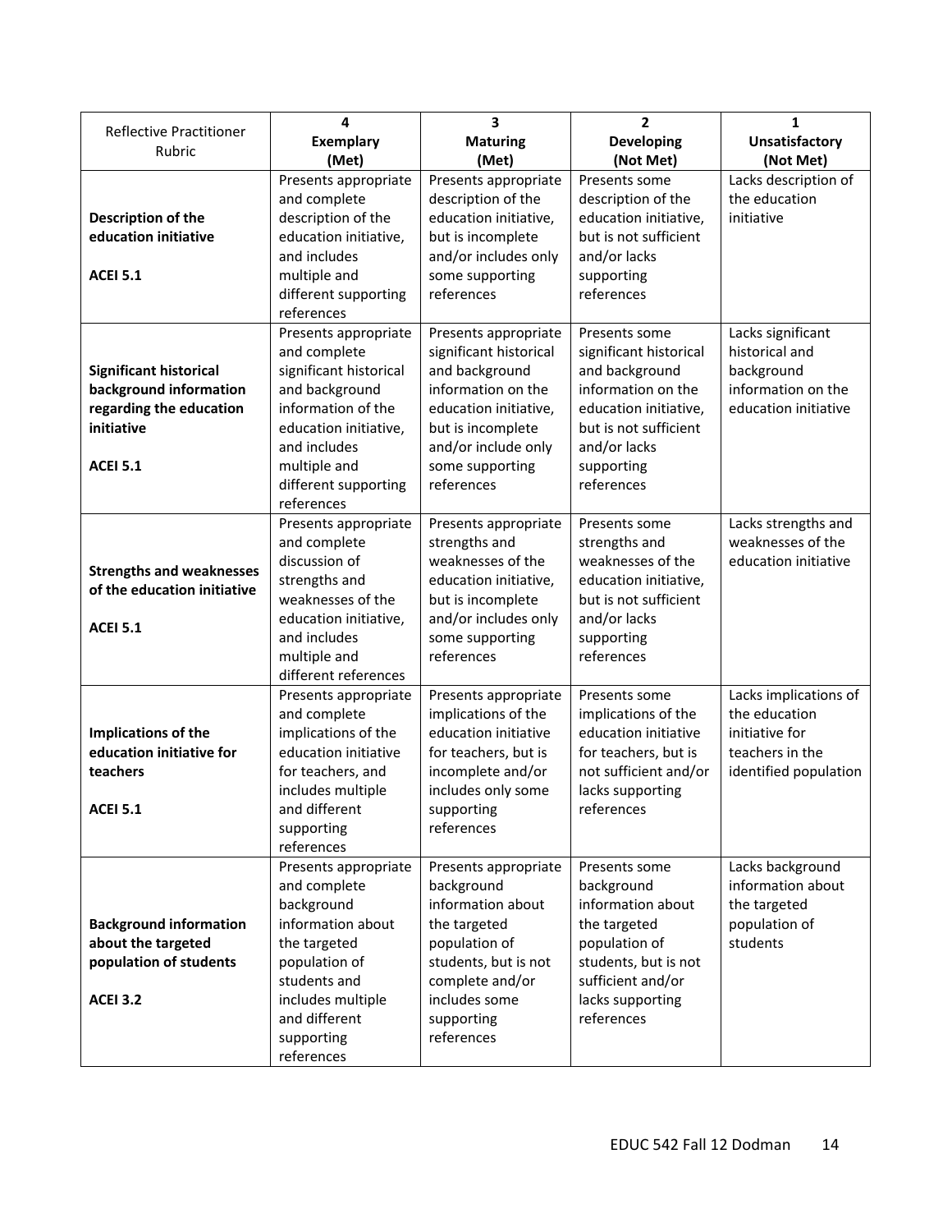| Reflective Practitioner Rubric | 4 **Exemplary** **(Met)** | 3 **Maturing** **(Met)** | 2 **Developing** **(Not Met)** | 1 **Unsatisfactory** **(Not Met)** |
|---|---|---|---|---|
| **Description of the education initiative** **ACEI 5.1** | Presents appropriate and complete description of the education initiative, and includes multiple and different supporting references | Presents appropriate description of the education initiative, but is incomplete and/or includes only some supporting references | Presents some description of the education initiative, but is not sufficient and/or lacks supporting references | Lacks description of the education initiative |
| **Significant historical background information regarding the education initiative** **ACEI 5.1** | Presents appropriate and complete significant historical and background information of the education initiative, and includes multiple and different supporting references | Presents appropriate significant historical and background information on the education initiative, but is incomplete and/or include only some supporting references | Presents some significant historical and background information on the education initiative, but is not sufficient and/or lacks supporting references | Lacks significant historical and background information on the education initiative |
| **Strengths and weaknesses of the education initiative** **ACEI 5.1** | Presents appropriate and complete discussion of strengths and weaknesses of the education initiative, and includes multiple and different references | Presents appropriate strengths and weaknesses of the education initiative, but is incomplete and/or includes only some supporting references | Presents some strengths and weaknesses of the education initiative, but is not sufficient and/or lacks supporting references | Lacks strengths and weaknesses of the education initiative |
| **Implications of the education initiative for teachers** **ACEI 5.1** | Presents appropriate and complete implications of the education initiative for teachers, and includes multiple and different supporting references | Presents appropriate implications of the education initiative for teachers, but is incomplete and/or includes only some supporting references | Presents some implications of the education initiative for teachers, but is not sufficient and/or lacks supporting references | Lacks implications of the education initiative for teachers in the identified population |
| **Background information about the targeted population of students** **ACEI 3.2** | Presents appropriate and complete background information about the targeted population of students and includes multiple and different supporting references | Presents appropriate background information about the targeted population of students, but is not complete and/or includes some supporting references | Presents some background information about the targeted population of students, but is not sufficient and/or lacks supporting references | Lacks background information about the targeted population of students |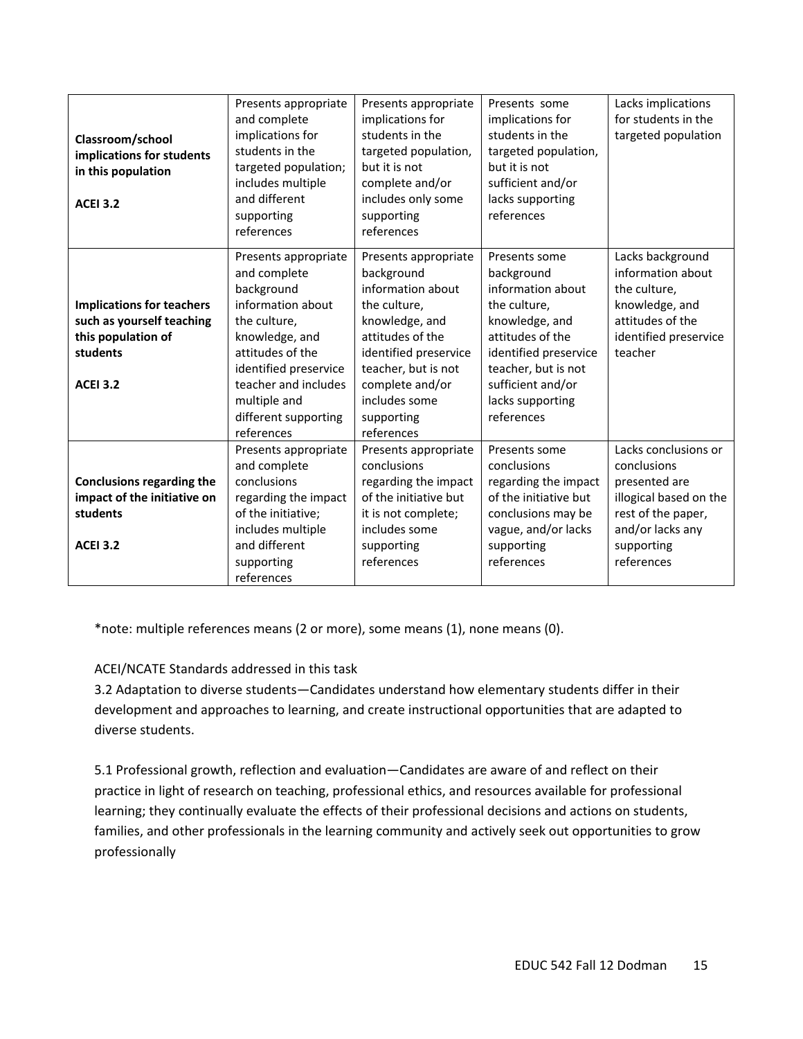| | | | | |
|---|---|---|---|---|
| **Classroom/school implications for students in this population**<br><br>**ACEI 3.2** | Presents appropriate and complete implications for students in the targeted population; includes multiple and different supporting references | Presents appropriate implications for students in the targeted population, but it is not complete and/or includes only some supporting references | Presents some implications for students in the targeted population, but it is not sufficient and/or lacks supporting references | Lacks implications for students in the targeted population |
| **Implications for teachers such as yourself teaching this population of students**<br><br>**ACEI 3.2** | Presents appropriate and complete background information about the culture, knowledge, and attitudes of the identified preservice teacher and includes multiple and different supporting references | Presents appropriate background information about the culture, knowledge, and attitudes of the identified preservice teacher, but is not complete and/or includes some supporting references | Presents some background information about the culture, knowledge, and attitudes of the identified preservice teacher, but is not sufficient and/or lacks supporting references | Lacks background information about the culture, knowledge, and attitudes of the identified preservice teacher |
| **Conclusions regarding the impact of the initiative on students**<br><br>**ACEI 3.2** | Presents appropriate and complete conclusions regarding the impact of the initiative; includes multiple and different supporting references | Presents appropriate conclusions regarding the impact of the initiative but it is not complete; includes some supporting references | Presents some conclusions regarding the impact of the initiative but conclusions may be vague, and/or lacks supporting references | Lacks conclusions or conclusions presented are illogical based on the rest of the paper, and/or lacks any supporting references |

*note: multiple references means (2 or more), some means (1), none means (0).

ACEI/NCATE Standards addressed in this task

3.2 Adaptation to diverse students—Candidates understand how elementary students differ in their development and approaches to learning, and create instructional opportunities that are adapted to diverse students.

5.1 Professional growth, reflection and evaluation—Candidates are aware of and reflect on their practice in light of research on teaching, professional ethics, and resources available for professional learning; they continually evaluate the effects of their professional decisions and actions on students, families, and other professionals in the learning community and actively seek out opportunities to grow professionally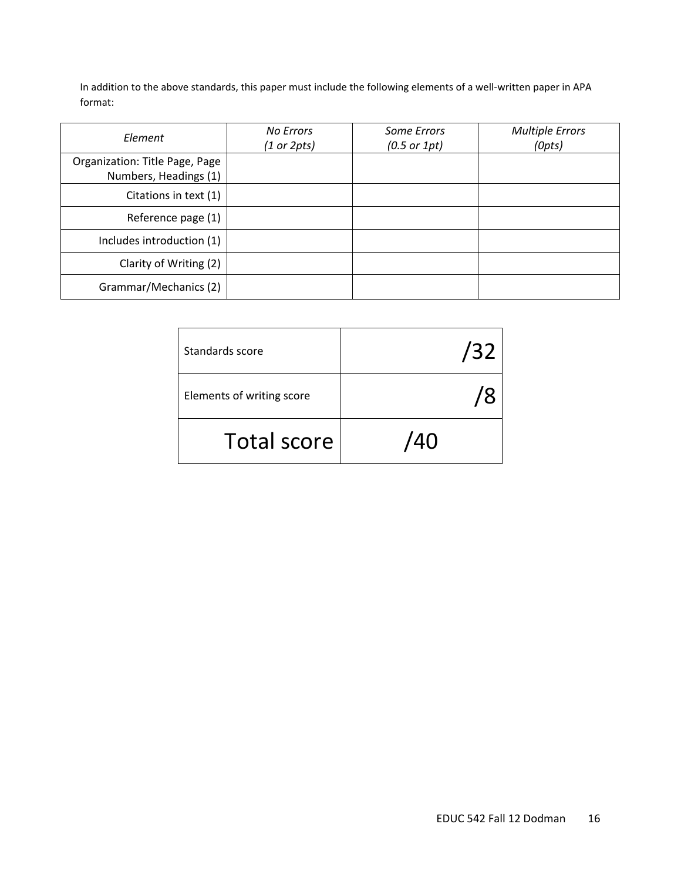In addition to the above standards, this paper must include the following elements of a well-written paper in APA format:

| *Element* | *No Errors (1 or 2pts)* | *Some Errors (0.5 or 1pt)* | *Multiple Errors (0pts)* |
| --- | --- | --- | --- |
| Organization: Title Page, Page Numbers, Headings (1) | | | |
| Citations in text (1) | | | |
| Reference page (1) | | | |
| Includes introduction (1) | | | |
| Clarity of Writing (2) | | | |
| Grammar/Mechanics (2) | | | |

| | |
| --- | --- |
| Standards score | /32 |
| Elements of writing score | /8 |
| Total score | /40 |